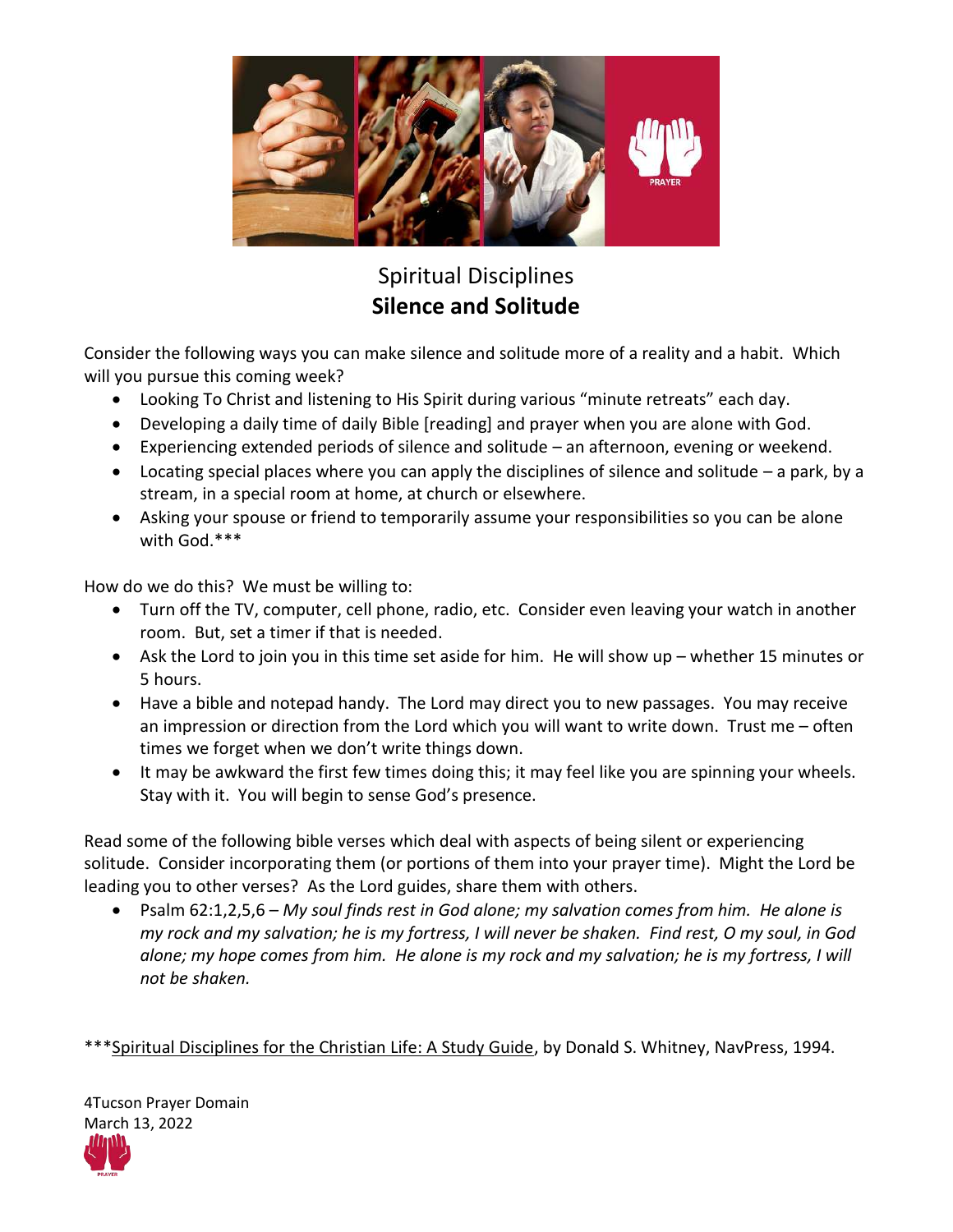# Spiritual Disciplines
## Silence and Solitude

Consider the following ways you can make silence and solitude more of a reality and a habit. Which will you pursue this coming week?

- Looking To Christ and listening to His Spirit during various "minute retreats" each day.
- Developing a daily time of daily Bible [reading] and prayer when you are alone with God.
- Experiencing extended periods of silence and solitude – an afternoon, evening or weekend.
- Locating special places where you can apply the disciplines of silence and solitude – a park, by a stream, in a special room at home, at church or elsewhere.
- Asking your spouse or friend to temporarily assume your responsibilities so you can be alone with God.***

How do we do this? We must be willing to:

- Turn off the TV, computer, cell phone, radio, etc. Consider even leaving your watch in another room. But, set a timer if that is needed.
- Ask the Lord to join you in this time set aside for him. He will show up – whether 15 minutes or 5 hours.
- Have a bible and notepad handy. The Lord may direct you to new passages. You may receive an impression or direction from the Lord which you will want to write down. Trust me – often times we forget when we don't write things down.
- It may be awkward the first few times doing this; it may feel like you are spinning your wheels. Stay with it. You will begin to sense God's presence.

Read some of the following bible verses which deal with aspects of being silent or experiencing solitude. Consider incorporating them (or portions of them into your prayer time). Might the Lord be leading you to other verses? As the Lord guides, share them with others.

- Psalm 62:1,2,5,6 – *My soul finds rest in God alone; my salvation comes from him. He alone is my rock and my salvation; he is my fortress, I will never be shaken. Find rest, O my soul, in God alone; my hope comes from him. He alone is my rock and my salvation; he is my fortress, I will not be shaken.*

***Spiritual Disciplines for the Christian Life: A Study Guide, by Donald S. Whitney, NavPress, 1994.

4Tucson Prayer Domain
March 13, 2022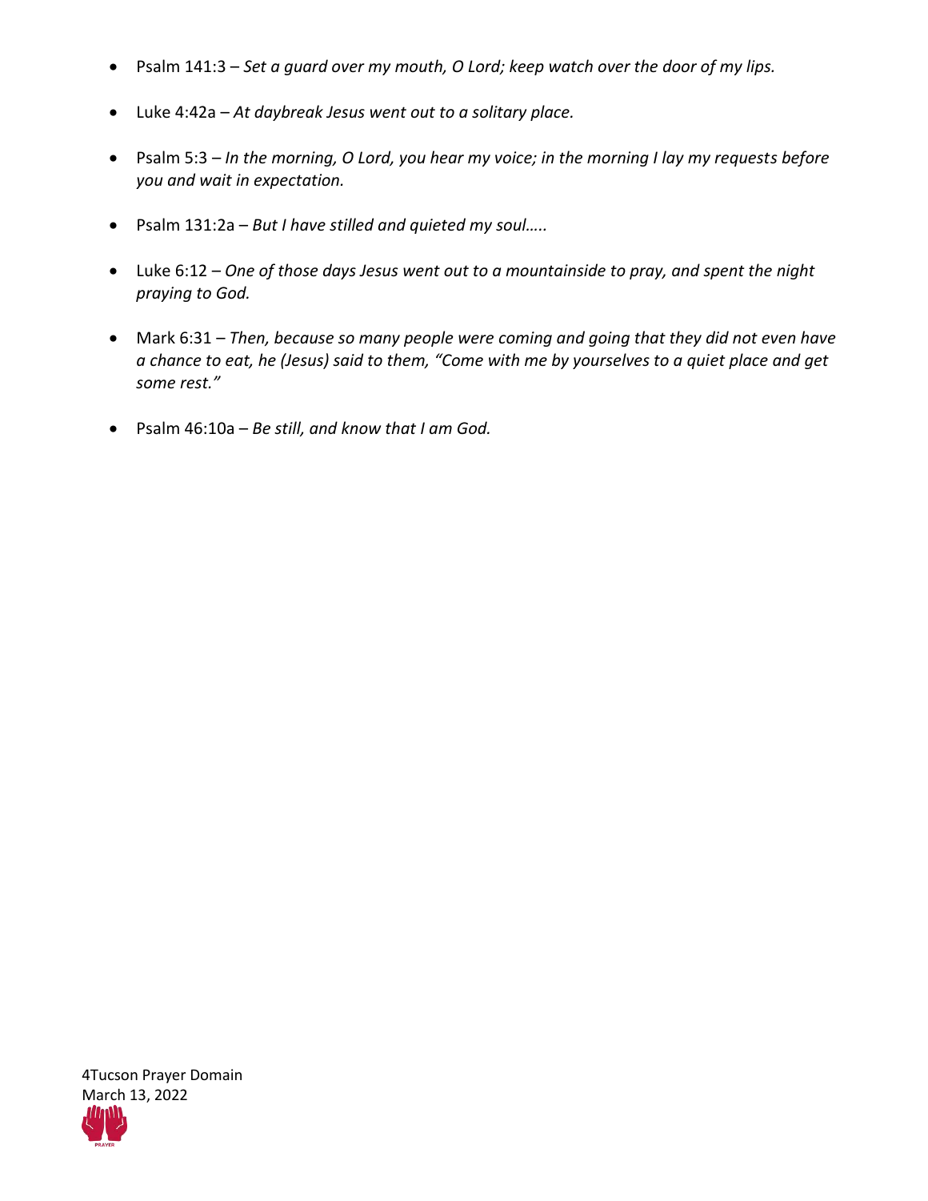- Psalm 141:3 – *Set a guard over my mouth, O Lord; keep watch over the door of my lips.*
- Luke 4:42a – *At daybreak Jesus went out to a solitary place.*
- Psalm 5:3 – *In the morning, O Lord, you hear my voice; in the morning I lay my requests before you and wait in expectation.*
- Psalm 131:2a – *But I have stilled and quieted my soul…..*
- Luke 6:12 – *One of those days Jesus went out to a mountainside to pray, and spent the night praying to God.*
- Mark 6:31 – *Then, because so many people were coming and going that they did not even have a chance to eat, he (Jesus) said to them, "Come with me by yourselves to a quiet place and get some rest."*
- Psalm 46:10a – *Be still, and know that I am God.*

4Tucson Prayer Domain
March 13, 2022